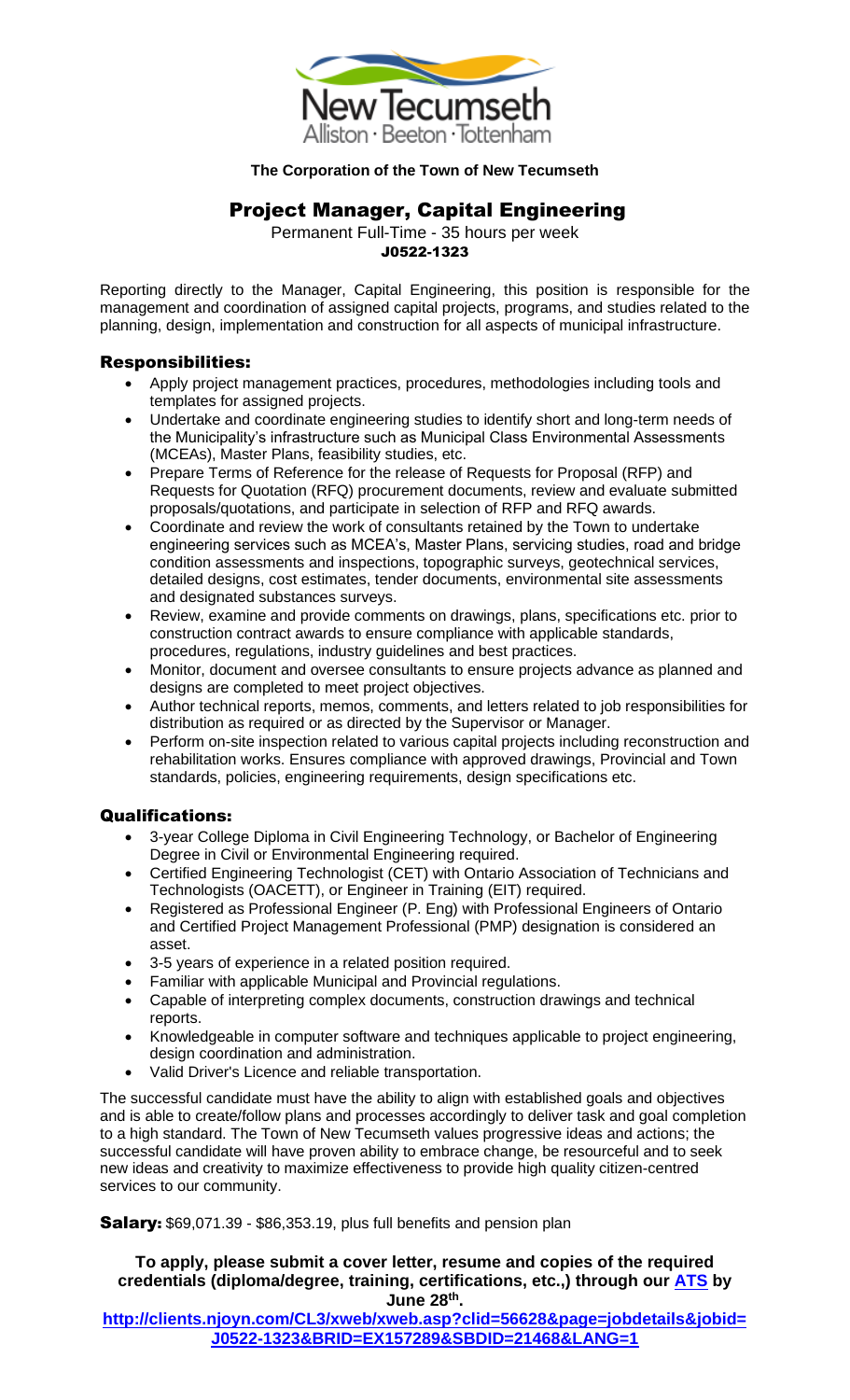**The Corporation of the Town of New Tecumseth**

# Project Manager, Capital Engineering

Permanent Full-Time - 35 hours per week

**J0522-1323**

Reporting directly to the Manager, Capital Engineering, this position is responsible for the management and coordination of assigned capital projects, programs, and studies related to the planning, design, implementation and construction for all aspects of municipal infrastructure.

## Responsibilities:

- Apply project management practices, procedures, methodologies including tools and templates for assigned projects.
- Undertake and coordinate engineering studies to identify short and long-term needs of the Municipality's infrastructure such as Municipal Class Environmental Assessments (MCEAs), Master Plans, feasibility studies, etc.
- Prepare Terms of Reference for the release of Requests for Proposal (RFP) and Requests for Quotation (RFQ) procurement documents, review and evaluate submitted proposals/quotations, and participate in selection of RFP and RFQ awards.
- Coordinate and review the work of consultants retained by the Town to undertake engineering services such as MCEA's, Master Plans, servicing studies, road and bridge condition assessments and inspections, topographic surveys, geotechnical services, detailed designs, cost estimates, tender documents, environmental site assessments and designated substances surveys.
- Review, examine and provide comments on drawings, plans, specifications etc. prior to construction contract awards to ensure compliance with applicable standards, procedures, regulations, industry guidelines and best practices.
- Monitor, document and oversee consultants to ensure projects advance as planned and designs are completed to meet project objectives.
- Author technical reports, memos, comments, and letters related to job responsibilities for distribution as required or as directed by the Supervisor or Manager.
- Perform on-site inspection related to various capital projects including reconstruction and rehabilitation works. Ensures compliance with approved drawings, Provincial and Town standards, policies, engineering requirements, design specifications etc.

## Qualifications:

- 3-year College Diploma in Civil Engineering Technology, or Bachelor of Engineering Degree in Civil or Environmental Engineering required.
- Certified Engineering Technologist (CET) with Ontario Association of Technicians and Technologists (OACETT), or Engineer in Training (EIT) required.
- Registered as Professional Engineer (P. Eng) with Professional Engineers of Ontario and Certified Project Management Professional (PMP) designation is considered an asset.
- 3-5 years of experience in a related position required.
- Familiar with applicable Municipal and Provincial regulations.
- Capable of interpreting complex documents, construction drawings and technical reports.
- Knowledgeable in computer software and techniques applicable to project engineering, design coordination and administration.
- Valid Driver's Licence and reliable transportation.

The successful candidate must have the ability to align with established goals and objectives and is able to create/follow plans and processes accordingly to deliver task and goal completion to a high standard. The Town of New Tecumseth values progressive ideas and actions; the successful candidate will have proven ability to embrace change, be resourceful and to seek new ideas and creativity to maximize effectiveness to provide high quality citizen-centred services to our community.

**Salary:** $69,071.39 - $86,353.19, plus full benefits and pension plan

**To apply, please submit a cover letter, resume and copies of the required credentials (diploma/degree, training, certifications, etc.,) through our [ATS](http://clients.njoyn.com/CL3/xweb/xweb.asp?clid=56628&page=jobdetails&jobid=J0522-1323&BRID=EX157289&SBDID=21468&LANG=1) by June 28th.**

**[http://clients.njoyn.com/CL3/xweb/xweb.asp?clid=56628&page=jobdetails&jobid=J0522-1323&BRID=EX157289&SBDID=21468&LANG=1](http://clients.njoyn.com/CL3/xweb/xweb.asp?clid=56628&page=jobdetails&jobid=J0522-1323&BRID=EX157289&SBDID=21468&LANG=1)**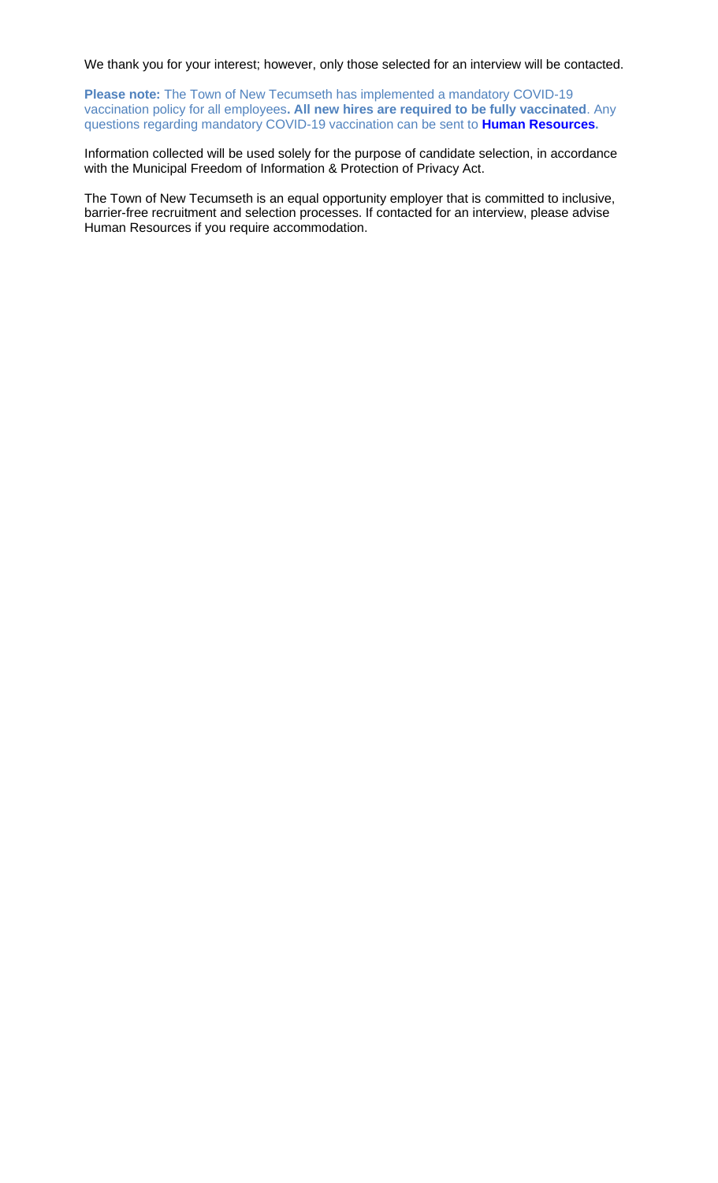We thank you for your interest; however, only those selected for an interview will be contacted.

**Please note:** The Town of New Tecumseth has implemented a mandatory COVID-19 vaccination policy for all employees**. All new hires are required to be fully vaccinated**. Any questions regarding mandatory COVID-19 vaccination can be sent to **Human Resources.**

Information collected will be used solely for the purpose of candidate selection, in accordance with the Municipal Freedom of Information & Protection of Privacy Act.

The Town of New Tecumseth is an equal opportunity employer that is committed to inclusive, barrier-free recruitment and selection processes. If contacted for an interview, please advise Human Resources if you require accommodation.